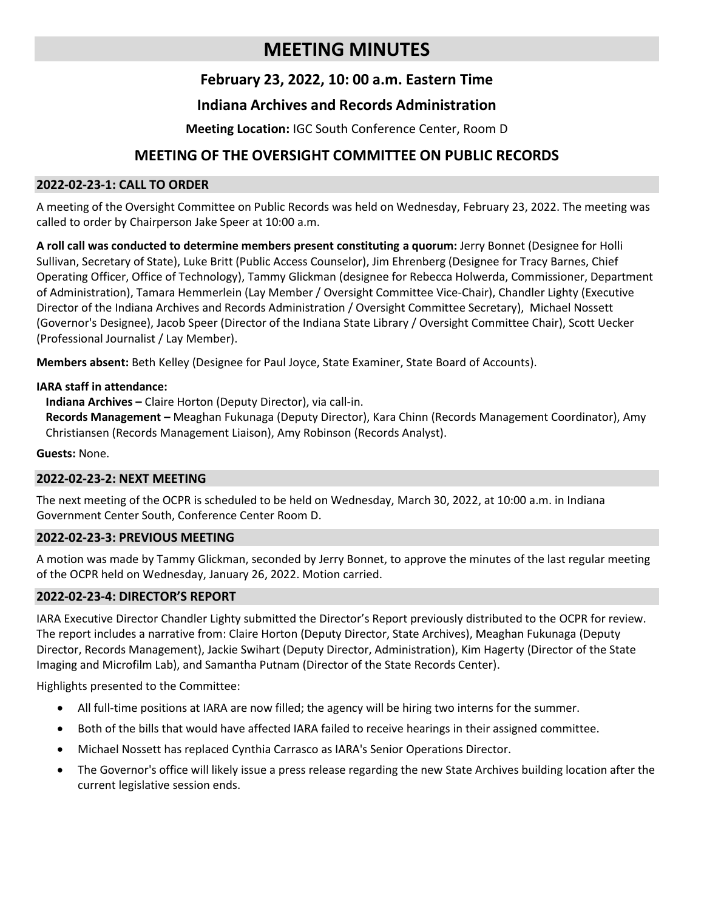# MEETING MINUTES

### February 23, 2022, 10: 00 a.m. Eastern Time

### Indiana Archives and Records Administration

**Meeting Location:** IGC South Conference Center, Room D

## MEETING OF THE OVERSIGHT COMMITTEE ON PUBLIC RECORDS

### 2022-02-23-1: CALL TO ORDER

A meeting of the Oversight Committee on Public Records was held on Wednesday, February 23, 2022. The meeting was called to order by Chairperson Jake Speer at 10:00 a.m.

**A roll call was conducted to determine members present constituting a quorum:** Jerry Bonnet (Designee for Holli Sullivan, Secretary of State), Luke Britt (Public Access Counselor), Jim Ehrenberg (Designee for Tracy Barnes, Chief Operating Officer, Office of Technology), Tammy Glickman (designee for Rebecca Holwerda, Commissioner, Department of Administration), Tamara Hemmerlein (Lay Member / Oversight Committee Vice-Chair), Chandler Lighty (Executive Director of the Indiana Archives and Records Administration / Oversight Committee Secretary), Michael Nossett (Governor's Designee), Jacob Speer (Director of the Indiana State Library / Oversight Committee Chair), Scott Uecker (Professional Journalist / Lay Member).

**Members absent:** Beth Kelley (Designee for Paul Joyce, State Examiner, State Board of Accounts).

**IARA staff in attendance:**

**Indiana Archives –** Claire Horton (Deputy Director), via call-in.

**Records Management –** Meaghan Fukunaga (Deputy Director), Kara Chinn (Records Management Coordinator), Amy Christiansen (Records Management Liaison), Amy Robinson (Records Analyst).

**Guests:** None.

### 2022-02-23-2: NEXT MEETING

The next meeting of the OCPR is scheduled to be held on Wednesday, March 30, 2022, at 10:00 a.m. in Indiana Government Center South, Conference Center Room D.

### 2022-02-23-3: PREVIOUS MEETING

A motion was made by Tammy Glickman, seconded by Jerry Bonnet, to approve the minutes of the last regular meeting of the OCPR held on Wednesday, January 26, 2022. Motion carried.

### 2022-02-23-4: DIRECTOR'S REPORT

IARA Executive Director Chandler Lighty submitted the Director's Report previously distributed to the OCPR for review. The report includes a narrative from: Claire Horton (Deputy Director, State Archives), Meaghan Fukunaga (Deputy Director, Records Management), Jackie Swihart (Deputy Director, Administration), Kim Hagerty (Director of the State Imaging and Microfilm Lab), and Samantha Putnam (Director of the State Records Center).

Highlights presented to the Committee:

- All full-time positions at IARA are now filled; the agency will be hiring two interns for the summer.
- Both of the bills that would have affected IARA failed to receive hearings in their assigned committee.
- Michael Nossett has replaced Cynthia Carrasco as IARA's Senior Operations Director.
- The Governor's office will likely issue a press release regarding the new State Archives building location after the current legislative session ends.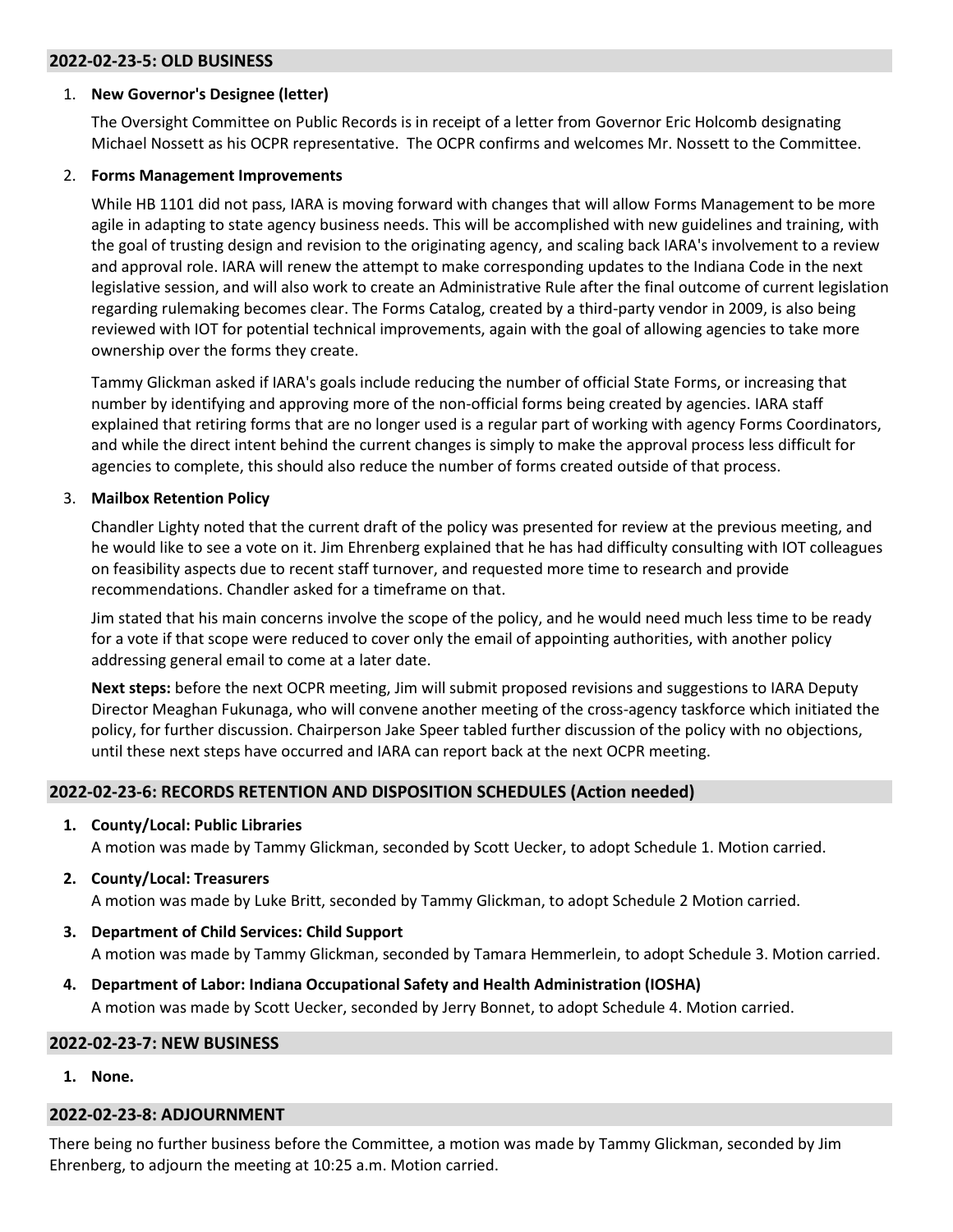## 2022-02-23-5: OLD BUSINESS

1. **New Governor's Designee (letter)**

   The Oversight Committee on Public Records is in receipt of a letter from Governor Eric Holcomb designating Michael Nossett as his OCPR representative. The OCPR confirms and welcomes Mr. Nossett to the Committee.

2. **Forms Management Improvements**

   While HB 1101 did not pass, IARA is moving forward with changes that will allow Forms Management to be more agile in adapting to state agency business needs. This will be accomplished with new guidelines and training, with the goal of trusting design and revision to the originating agency, and scaling back IARA's involvement to a review and approval role. IARA will renew the attempt to make corresponding updates to the Indiana Code in the next legislative session, and will also work to create an Administrative Rule after the final outcome of current legislation regarding rulemaking becomes clear. The Forms Catalog, created by a third-party vendor in 2009, is also being reviewed with IOT for potential technical improvements, again with the goal of allowing agencies to take more ownership over the forms they create.

   Tammy Glickman asked if IARA's goals include reducing the number of official State Forms, or increasing that number by identifying and approving more of the non-official forms being created by agencies. IARA staff explained that retiring forms that are no longer used is a regular part of working with agency Forms Coordinators, and while the direct intent behind the current changes is simply to make the approval process less difficult for agencies to complete, this should also reduce the number of forms created outside of that process.

3. **Mailbox Retention Policy**

   Chandler Lighty noted that the current draft of the policy was presented for review at the previous meeting, and he would like to see a vote on it. Jim Ehrenberg explained that he has had difficulty consulting with IOT colleagues on feasibility aspects due to recent staff turnover, and requested more time to research and provide recommendations. Chandler asked for a timeframe on that.

   Jim stated that his main concerns involve the scope of the policy, and he would need much less time to be ready for a vote if that scope were reduced to cover only the email of appointing authorities, with another policy addressing general email to come at a later date.

   **Next steps:** before the next OCPR meeting, Jim will submit proposed revisions and suggestions to IARA Deputy Director Meaghan Fukunaga, who will convene another meeting of the cross-agency taskforce which initiated the policy, for further discussion. Chairperson Jake Speer tabled further discussion of the policy with no objections, until these next steps have occurred and IARA can report back at the next OCPR meeting.

## 2022-02-23-6: RECORDS RETENTION AND DISPOSITION SCHEDULES (Action needed)

1. **County/Local: Public Libraries**
   A motion was made by Tammy Glickman, seconded by Scott Uecker, to adopt Schedule 1. Motion carried.

2. **County/Local: Treasurers**
   A motion was made by Luke Britt, seconded by Tammy Glickman, to adopt Schedule 2 Motion carried.

3. **Department of Child Services: Child Support**
   A motion was made by Tammy Glickman, seconded by Tamara Hemmerlein, to adopt Schedule 3. Motion carried.

4. **Department of Labor: Indiana Occupational Safety and Health Administration (IOSHA)**
   A motion was made by Scott Uecker, seconded by Jerry Bonnet, to adopt Schedule 4. Motion carried.

## 2022-02-23-7: NEW BUSINESS

1. **None.**

## 2022-02-23-8: ADJOURNMENT

There being no further business before the Committee, a motion was made by Tammy Glickman, seconded by Jim Ehrenberg, to adjourn the meeting at 10:25 a.m. Motion carried.